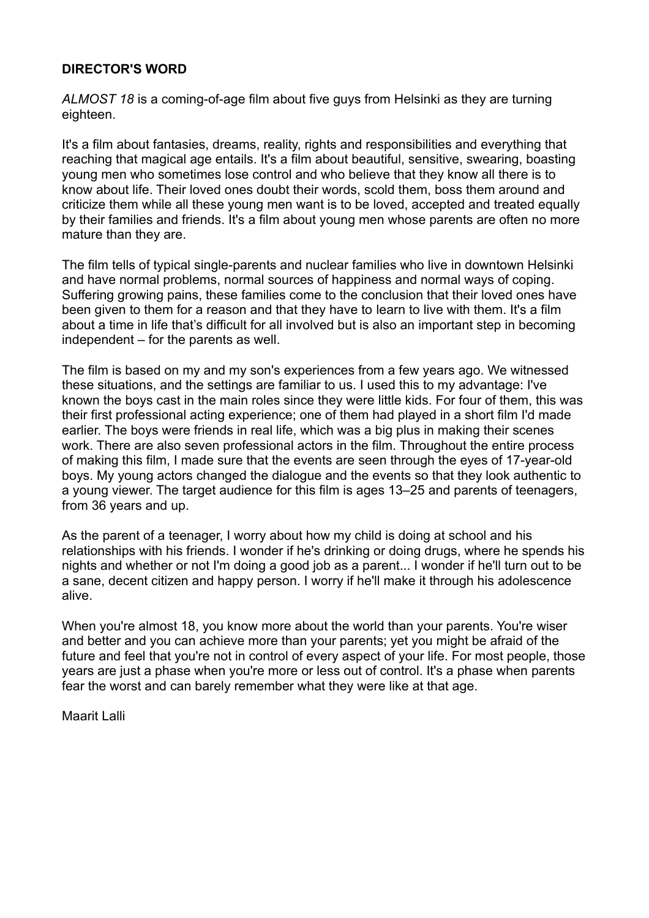**DIRECTOR'S WORD**

*ALMOST 18* is a coming-of-age film about five guys from Helsinki as they are turning eighteen.

It's a film about fantasies, dreams, reality, rights and responsibilities and everything that reaching that magical age entails. It's a film about beautiful, sensitive, swearing, boasting young men who sometimes lose control and who believe that they know all there is to know about life. Their loved ones doubt their words, scold them, boss them around and criticize them while all these young men want is to be loved, accepted and treated equally by their families and friends. It's a film about young men whose parents are often no more mature than they are.

The film tells of typical single-parents and nuclear families who live in downtown Helsinki and have normal problems, normal sources of happiness and normal ways of coping. Suffering growing pains, these families come to the conclusion that their loved ones have been given to them for a reason and that they have to learn to live with them. It's a film about a time in life that's difficult for all involved but is also an important step in becoming independent – for the parents as well.

The film is based on my and my son's experiences from a few years ago. We witnessed these situations, and the settings are familiar to us. I used this to my advantage: I've known the boys cast in the main roles since they were little kids. For four of them, this was their first professional acting experience; one of them had played in a short film I'd made earlier. The boys were friends in real life, which was a big plus in making their scenes work. There are also seven professional actors in the film. Throughout the entire process of making this film, I made sure that the events are seen through the eyes of 17-year-old boys. My young actors changed the dialogue and the events so that they look authentic to a young viewer. The target audience for this film is ages 13–25 and parents of teenagers, from 36 years and up.

As the parent of a teenager, I worry about how my child is doing at school and his relationships with his friends. I wonder if he's drinking or doing drugs, where he spends his nights and whether or not I'm doing a good job as a parent... I wonder if he'll turn out to be a sane, decent citizen and happy person. I worry if he'll make it through his adolescence alive.

When you're almost 18, you know more about the world than your parents. You're wiser and better and you can achieve more than your parents; yet you might be afraid of the future and feel that you're not in control of every aspect of your life. For most people, those years are just a phase when you're more or less out of control. It's a phase when parents fear the worst and can barely remember what they were like at that age.

Maarit Lalli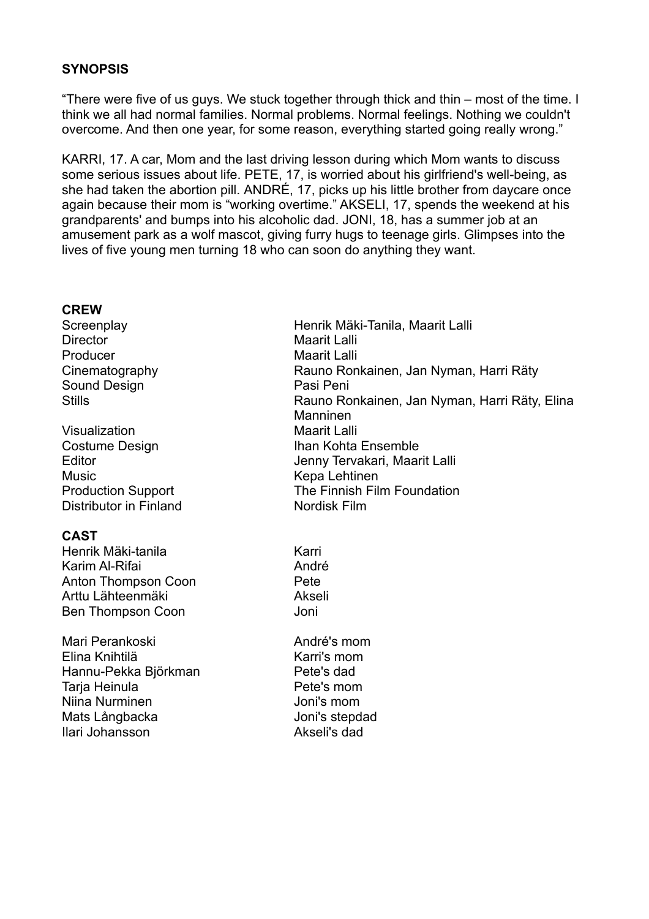**SYNOPSIS**

"There were five of us guys. We stuck together through thick and thin – most of the time. I think we all had normal families. Normal problems. Normal feelings. Nothing we couldn't overcome. And then one year, for some reason, everything started going really wrong."

KARRI, 17. A car, Mom and the last driving lesson during which Mom wants to discuss some serious issues about life. PETE, 17, is worried about his girlfriend's well-being, as she had taken the abortion pill. ANDRÉ, 17, picks up his little brother from daycare once again because their mom is "working overtime." AKSELI, 17, spends the weekend at his grandparents' and bumps into his alcoholic dad. JONI, 18, has a summer job at an amusement park as a wolf mascot, giving furry hugs to teenage girls. Glimpses into the lives of five young men turning 18 who can soon do anything they want.

**CREW**

| | |
|---|---|
| Screenplay | Henrik Mäki-Tanila, Maarit Lalli |
| Director | Maarit Lalli |
| Producer | Maarit Lalli |
| Cinematography | Rauno Ronkainen, Jan Nyman, Harri Räty |
| Sound Design | Pasi Peni |
| Stills | Rauno Ronkainen, Jan Nyman, Harri Räty, Elina Manninen |
| Visualization | Maarit Lalli |
| Costume Design | Ihan Kohta Ensemble |
| Editor | Jenny Tervakari, Maarit Lalli |
| Music | Kepa Lehtinen |
| Production Support | The Finnish Film Foundation |
| Distributor in Finland | Nordisk Film |

**CAST**

| | |
|---|---|
| Henrik Mäki-tanila | Karri |
| Karim Al-Rifai | André |
| Anton Thompson Coon | Pete |
| Arttu Lähteenmäki | Akseli |
| Ben Thompson Coon | Joni |
| Mari Perankoski | André's mom |
| Elina Knihtilä | Karri's mom |
| Hannu-Pekka Björkman | Pete's dad |
| Tarja Heinula | Pete's mom |
| Niina Nurminen | Joni's mom |
| Mats Långbacka | Joni's stepdad |
| Ilari Johansson | Akseli's dad |